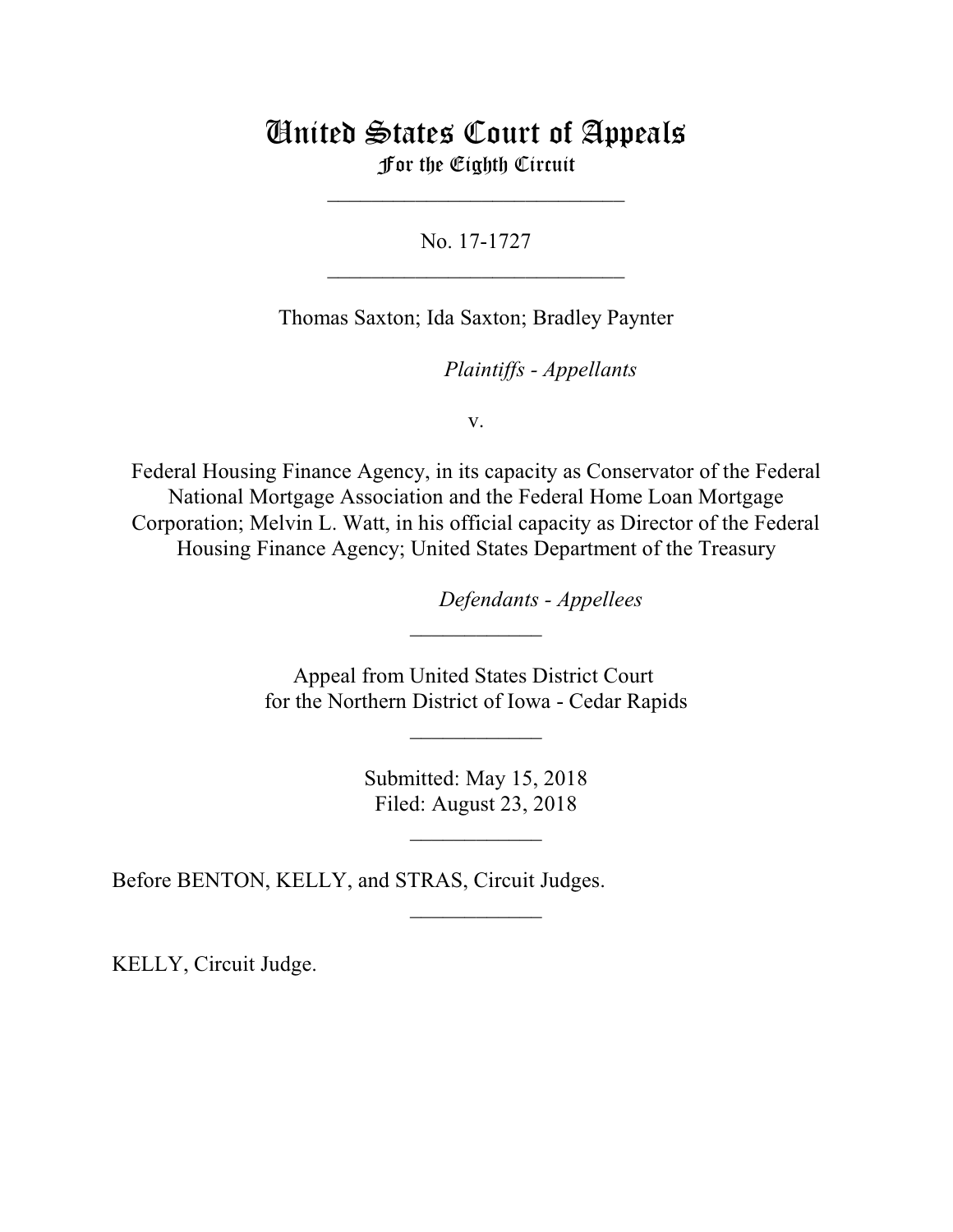# United States Court of Appeals
## For the Eighth Circuit

---

No. 17-1727

---

Thomas Saxton; Ida Saxton; Bradley Paynter

*Plaintiffs - Appellants*

v.

Federal Housing Finance Agency, in its capacity as Conservator of the Federal National Mortgage Association and the Federal Home Loan Mortgage Corporation; Melvin L. Watt, in his official capacity as Director of the Federal Housing Finance Agency; United States Department of the Treasury

*Defendants - Appellees*

---

Appeal from United States District Court
for the Northern District of Iowa - Cedar Rapids

---

Submitted: May 15, 2018
Filed: August 23, 2018

---

Before BENTON, KELLY, and STRAS, Circuit Judges.

---

KELLY, Circuit Judge.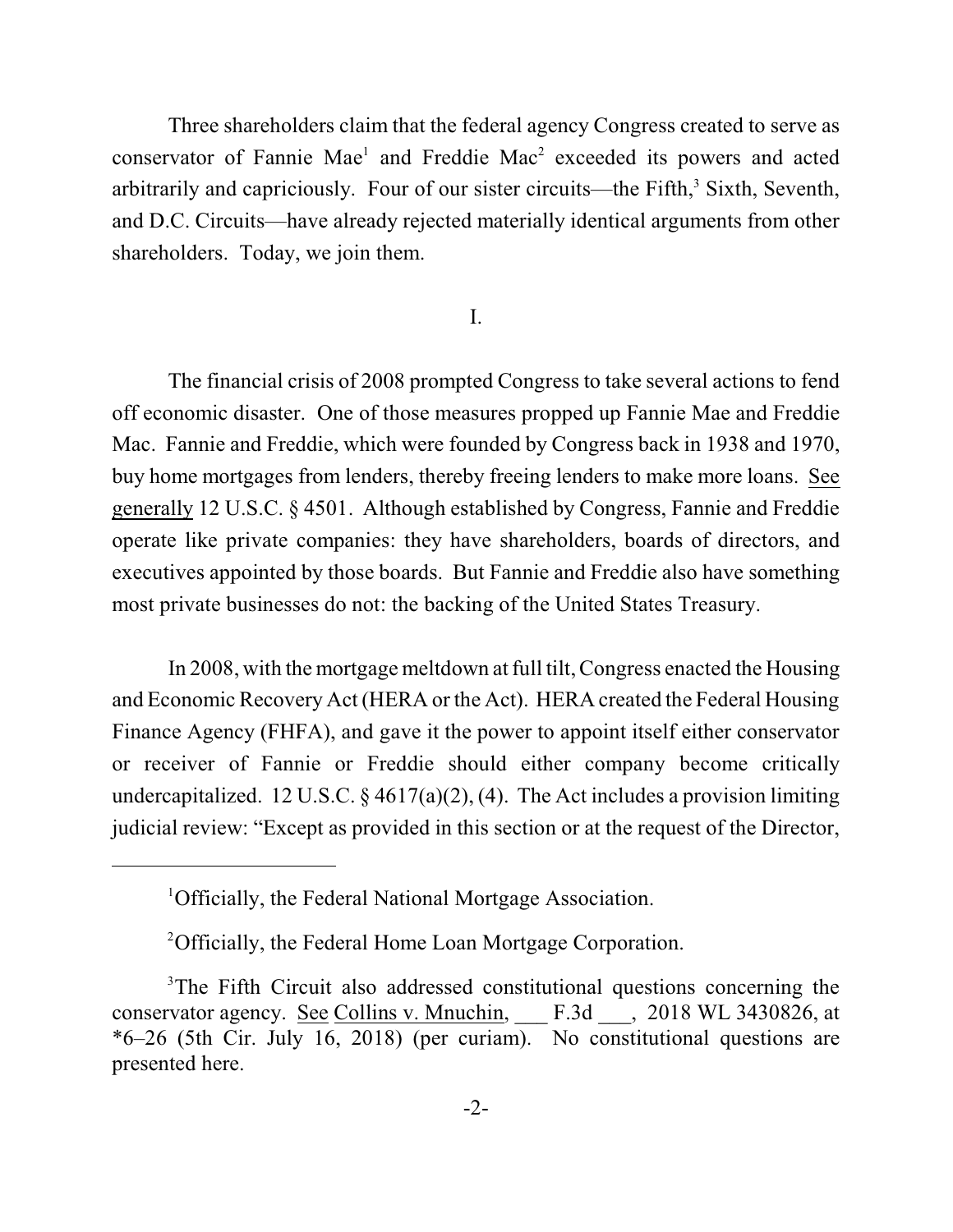Three shareholders claim that the federal agency Congress created to serve as conservator of Fannie Mae[1] and Freddie Mac[2] exceeded its powers and acted arbitrarily and capriciously. Four of our sister circuits—the Fifth,[3] Sixth, Seventh, and D.C. Circuits—have already rejected materially identical arguments from other shareholders. Today, we join them.

## I.

The financial crisis of 2008 prompted Congress to take several actions to fend off economic disaster. One of those measures propped up Fannie Mae and Freddie Mac. Fannie and Freddie, which were founded by Congress back in 1938 and 1970, buy home mortgages from lenders, thereby freeing lenders to make more loans. See generally 12 U.S.C. § 4501. Although established by Congress, Fannie and Freddie operate like private companies: they have shareholders, boards of directors, and executives appointed by those boards. But Fannie and Freddie also have something most private businesses do not: the backing of the United States Treasury.

In 2008, with the mortgage meltdown at full tilt, Congress enacted the Housing and Economic Recovery Act (HERA or the Act). HERA created the Federal Housing Finance Agency (FHFA), and gave it the power to appoint itself either conservator or receiver of Fannie or Freddie should either company become critically undercapitalized. 12 U.S.C. § 4617(a)(2), (4). The Act includes a provision limiting judicial review: "Except as provided in this section or at the request of the Director,

---

[1] Officially, the Federal National Mortgage Association.

[2] Officially, the Federal Home Loan Mortgage Corporation.

[3] The Fifth Circuit also addressed constitutional questions concerning the conservator agency. See Collins v. Mnuchin, ___ F.3d ___, 2018 WL 3430826, at *6–26 (5th Cir. July 16, 2018) (per curiam). No constitutional questions are presented here.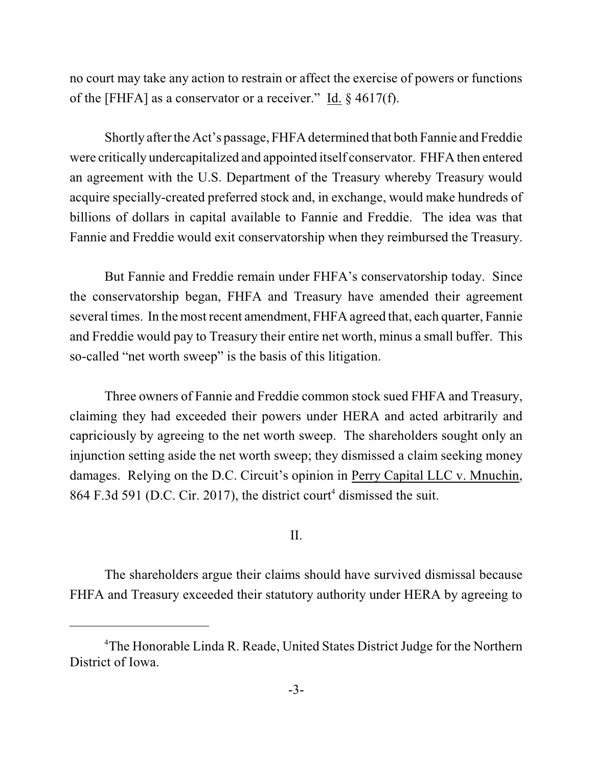no court may take any action to restrain or affect the exercise of powers or functions of the [FHFA] as a conservator or a receiver." Id. § 4617(f).

Shortly after the Act's passage, FHFA determined that both Fannie and Freddie were critically undercapitalized and appointed itself conservator. FHFA then entered an agreement with the U.S. Department of the Treasury whereby Treasury would acquire specially-created preferred stock and, in exchange, would make hundreds of billions of dollars in capital available to Fannie and Freddie. The idea was that Fannie and Freddie would exit conservatorship when they reimbursed the Treasury.

But Fannie and Freddie remain under FHFA's conservatorship today. Since the conservatorship began, FHFA and Treasury have amended their agreement several times. In the most recent amendment, FHFA agreed that, each quarter, Fannie and Freddie would pay to Treasury their entire net worth, minus a small buffer. This so-called "net worth sweep" is the basis of this litigation.

Three owners of Fannie and Freddie common stock sued FHFA and Treasury, claiming they had exceeded their powers under HERA and acted arbitrarily and capriciously by agreeing to the net worth sweep. The shareholders sought only an injunction setting aside the net worth sweep; they dismissed a claim seeking money damages. Relying on the D.C. Circuit's opinion in Perry Capital LLC v. Mnuchin, 864 F.3d 591 (D.C. Cir. 2017), the district court[4] dismissed the suit.

## II.

The shareholders argue their claims should have survived dismissal because FHFA and Treasury exceeded their statutory authority under HERA by agreeing to

---

[4] The Honorable Linda R. Reade, United States District Judge for the Northern District of Iowa.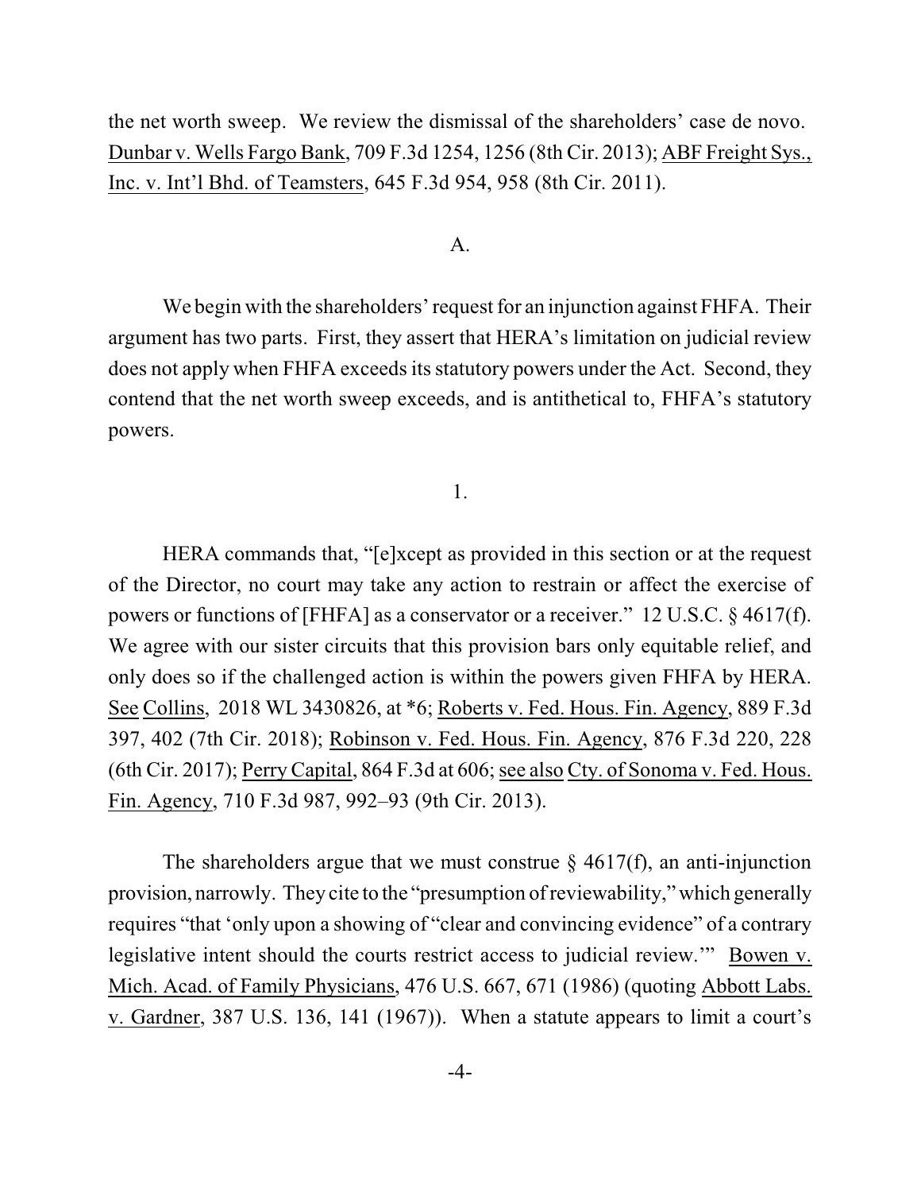the net worth sweep. We review the dismissal of the shareholders' case de novo. Dunbar v. Wells Fargo Bank, 709 F.3d 1254, 1256 (8th Cir. 2013); ABF Freight Sys., Inc. v. Int'l Bhd. of Teamsters, 645 F.3d 954, 958 (8th Cir. 2011).

A.

We begin with the shareholders' request for an injunction against FHFA. Their argument has two parts. First, they assert that HERA's limitation on judicial review does not apply when FHFA exceeds its statutory powers under the Act. Second, they contend that the net worth sweep exceeds, and is antithetical to, FHFA's statutory powers.

1.

HERA commands that, "[e]xcept as provided in this section or at the request of the Director, no court may take any action to restrain or affect the exercise of powers or functions of [FHFA] as a conservator or a receiver." 12 U.S.C. § 4617(f). We agree with our sister circuits that this provision bars only equitable relief, and only does so if the challenged action is within the powers given FHFA by HERA. See Collins, 2018 WL 3430826, at *6; Roberts v. Fed. Hous. Fin. Agency, 889 F.3d 397, 402 (7th Cir. 2018); Robinson v. Fed. Hous. Fin. Agency, 876 F.3d 220, 228 (6th Cir. 2017); Perry Capital, 864 F.3d at 606; see also Cty. of Sonoma v. Fed. Hous. Fin. Agency, 710 F.3d 987, 992–93 (9th Cir. 2013).

The shareholders argue that we must construe § 4617(f), an anti-injunction provision, narrowly. They cite to the "presumption of reviewability," which generally requires "that 'only upon a showing of "clear and convincing evidence" of a contrary legislative intent should the courts restrict access to judicial review.'" Bowen v. Mich. Acad. of Family Physicians, 476 U.S. 667, 671 (1986) (quoting Abbott Labs. v. Gardner, 387 U.S. 136, 141 (1967)). When a statute appears to limit a court's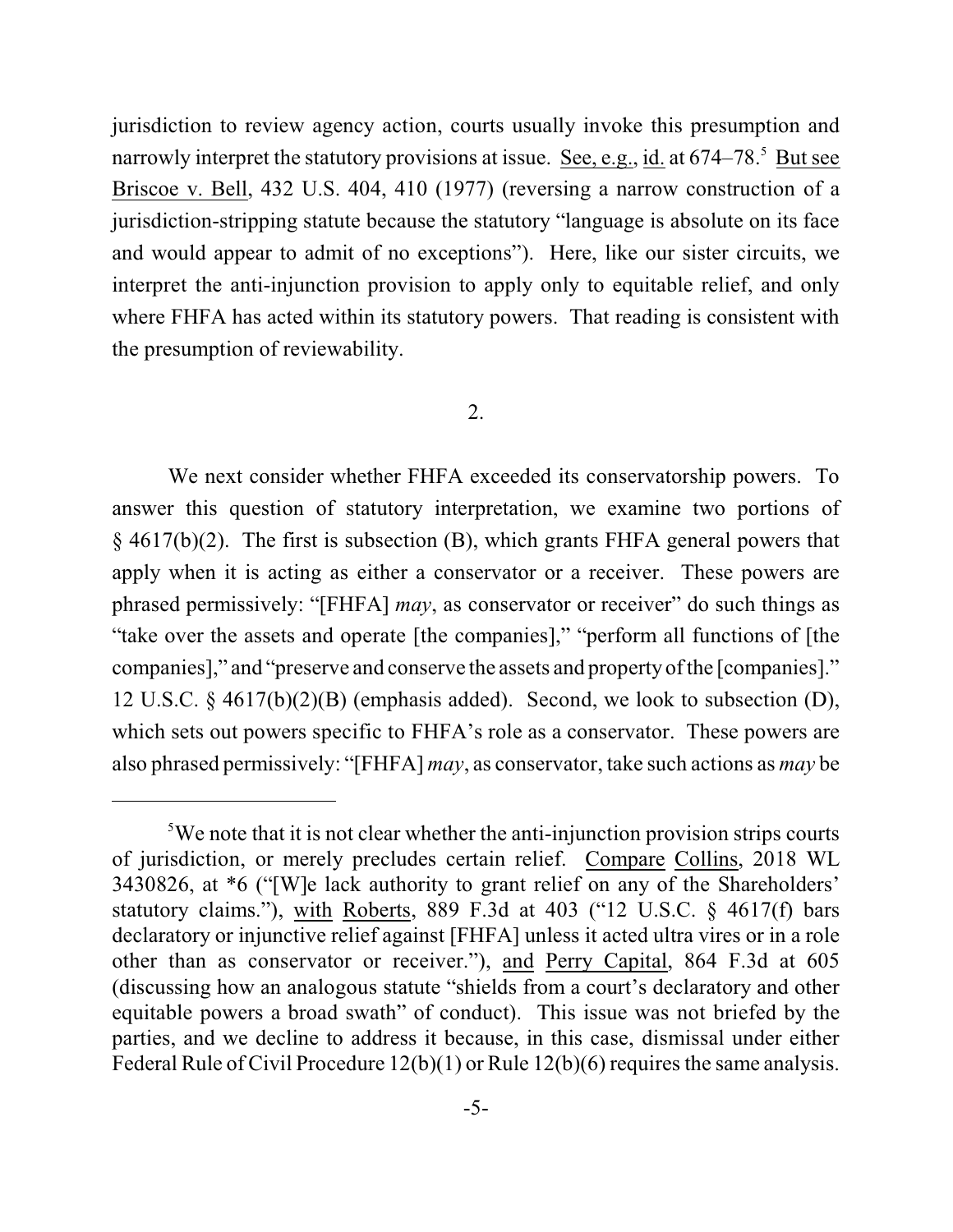jurisdiction to review agency action, courts usually invoke this presumption and narrowly interpret the statutory provisions at issue. See, e.g., id. at 674–78.[5] But see Briscoe v. Bell, 432 U.S. 404, 410 (1977) (reversing a narrow construction of a jurisdiction-stripping statute because the statutory "language is absolute on its face and would appear to admit of no exceptions"). Here, like our sister circuits, we interpret the anti-injunction provision to apply only to equitable relief, and only where FHFA has acted within its statutory powers. That reading is consistent with the presumption of reviewability.

2.

We next consider whether FHFA exceeded its conservatorship powers. To answer this question of statutory interpretation, we examine two portions of § 4617(b)(2). The first is subsection (B), which grants FHFA general powers that apply when it is acting as either a conservator or a receiver. These powers are phrased permissively: "[FHFA] *may*, as conservator or receiver" do such things as "take over the assets and operate [the companies]," "perform all functions of [the companies]," and "preserve and conserve the assets and property of the [companies]." 12 U.S.C. § 4617(b)(2)(B) (emphasis added). Second, we look to subsection (D), which sets out powers specific to FHFA's role as a conservator. These powers are also phrased permissively: "[FHFA] *may*, as conservator, take such actions as *may* be

---

[5] We note that it is not clear whether the anti-injunction provision strips courts of jurisdiction, or merely precludes certain relief. Compare Collins, 2018 WL 3430826, at \*6 ("[W]e lack authority to grant relief on any of the Shareholders' statutory claims."), with Roberts, 889 F.3d at 403 ("12 U.S.C. § 4617(f) bars declaratory or injunctive relief against [FHFA] unless it acted ultra vires or in a role other than as conservator or receiver."), and Perry Capital, 864 F.3d at 605 (discussing how an analogous statute "shields from a court's declaratory and other equitable powers a broad swath" of conduct). This issue was not briefed by the parties, and we decline to address it because, in this case, dismissal under either Federal Rule of Civil Procedure 12(b)(1) or Rule 12(b)(6) requires the same analysis.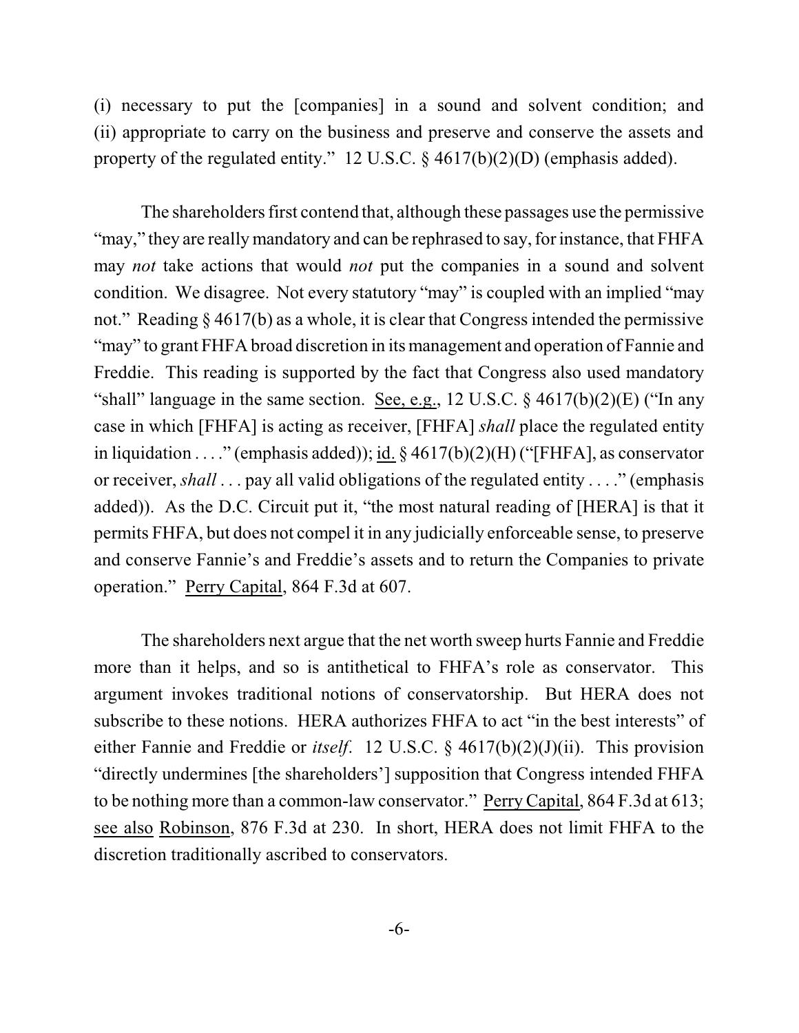(i) necessary to put the [companies] in a sound and solvent condition; and (ii) appropriate to carry on the business and preserve and conserve the assets and property of the regulated entity." 12 U.S.C. § 4617(b)(2)(D) (emphasis added).

The shareholders first contend that, although these passages use the permissive "may," they are really mandatory and can be rephrased to say, for instance, that FHFA may *not* take actions that would *not* put the companies in a sound and solvent condition. We disagree. Not every statutory "may" is coupled with an implied "may not." Reading § 4617(b) as a whole, it is clear that Congress intended the permissive "may" to grant FHFA broad discretion in its management and operation of Fannie and Freddie. This reading is supported by the fact that Congress also used mandatory "shall" language in the same section. See, e.g., 12 U.S.C. § 4617(b)(2)(E) ("In any case in which [FHFA] is acting as receiver, [FHFA] *shall* place the regulated entity in liquidation . . . ." (emphasis added)); id. § 4617(b)(2)(H) ("[FHFA], as conservator or receiver, *shall* . . . pay all valid obligations of the regulated entity . . . ." (emphasis added)). As the D.C. Circuit put it, "the most natural reading of [HERA] is that it permits FHFA, but does not compel it in any judicially enforceable sense, to preserve and conserve Fannie's and Freddie's assets and to return the Companies to private operation." Perry Capital, 864 F.3d at 607.

The shareholders next argue that the net worth sweep hurts Fannie and Freddie more than it helps, and so is antithetical to FHFA's role as conservator. This argument invokes traditional notions of conservatorship. But HERA does not subscribe to these notions. HERA authorizes FHFA to act "in the best interests" of either Fannie and Freddie or *itself*. 12 U.S.C. § 4617(b)(2)(J)(ii). This provision "directly undermines [the shareholders'] supposition that Congress intended FHFA to be nothing more than a common-law conservator." Perry Capital, 864 F.3d at 613; see also Robinson, 876 F.3d at 230. In short, HERA does not limit FHFA to the discretion traditionally ascribed to conservators.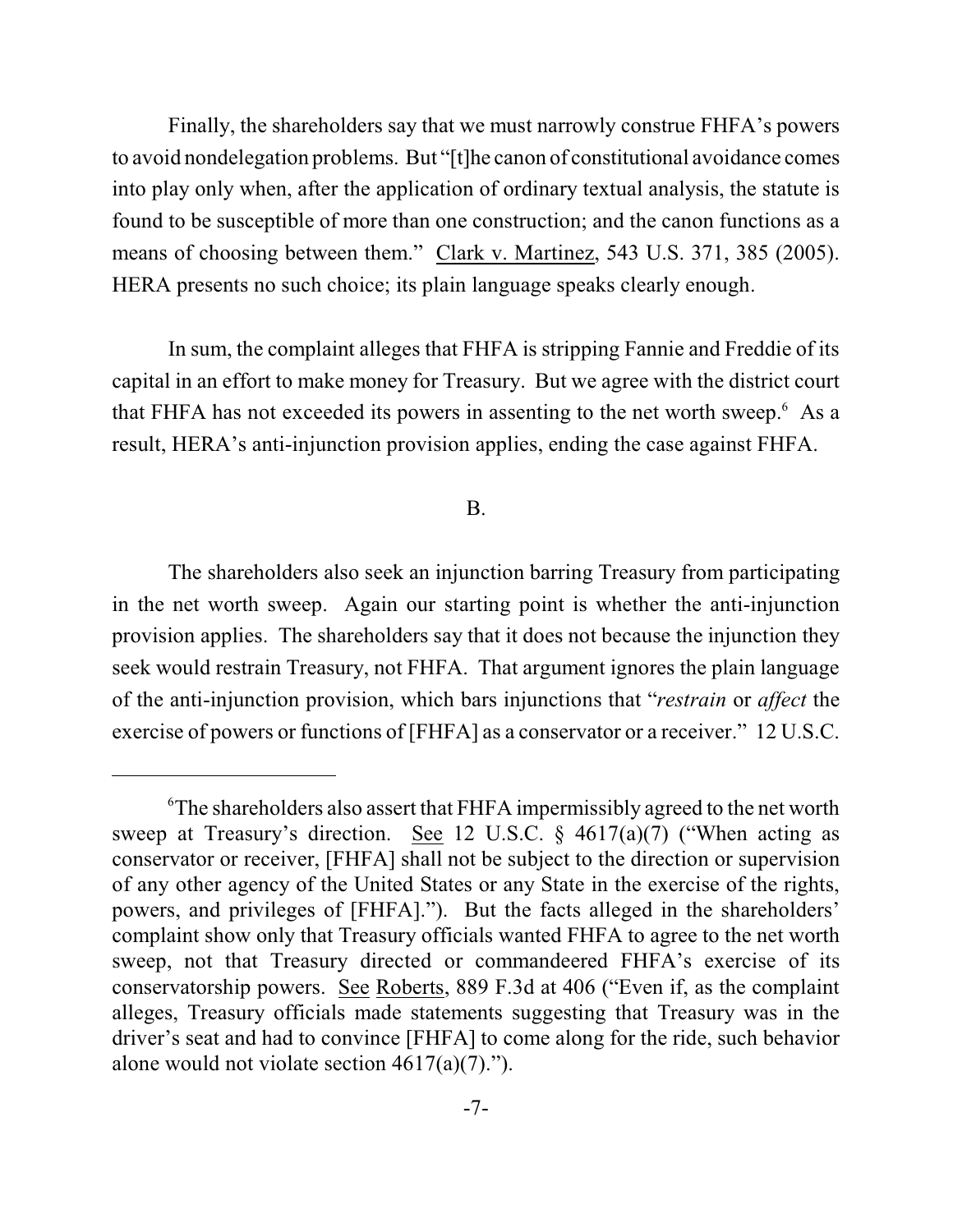Finally, the shareholders say that we must narrowly construe FHFA's powers to avoid nondelegation problems. But "[t]he canon of constitutional avoidance comes into play only when, after the application of ordinary textual analysis, the statute is found to be susceptible of more than one construction; and the canon functions as a means of choosing between them." Clark v. Martinez, 543 U.S. 371, 385 (2005). HERA presents no such choice; its plain language speaks clearly enough.

In sum, the complaint alleges that FHFA is stripping Fannie and Freddie of its capital in an effort to make money for Treasury. But we agree with the district court that FHFA has not exceeded its powers in assenting to the net worth sweep.[6] As a result, HERA's anti-injunction provision applies, ending the case against FHFA.

B.

The shareholders also seek an injunction barring Treasury from participating in the net worth sweep. Again our starting point is whether the anti-injunction provision applies. The shareholders say that it does not because the injunction they seek would restrain Treasury, not FHFA. That argument ignores the plain language of the anti-injunction provision, which bars injunctions that "*restrain* or *affect* the exercise of powers or functions of [FHFA] as a conservator or a receiver." 12 U.S.C.

---

[6] The shareholders also assert that FHFA impermissibly agreed to the net worth sweep at Treasury's direction. See 12 U.S.C. § 4617(a)(7) ("When acting as conservator or receiver, [FHFA] shall not be subject to the direction or supervision of any other agency of the United States or any State in the exercise of the rights, powers, and privileges of [FHFA]."). But the facts alleged in the shareholders' complaint show only that Treasury officials wanted FHFA to agree to the net worth sweep, not that Treasury directed or commandeered FHFA's exercise of its conservatorship powers. See Roberts, 889 F.3d at 406 ("Even if, as the complaint alleges, Treasury officials made statements suggesting that Treasury was in the driver's seat and had to convince [FHFA] to come along for the ride, such behavior alone would not violate section 4617(a)(7).").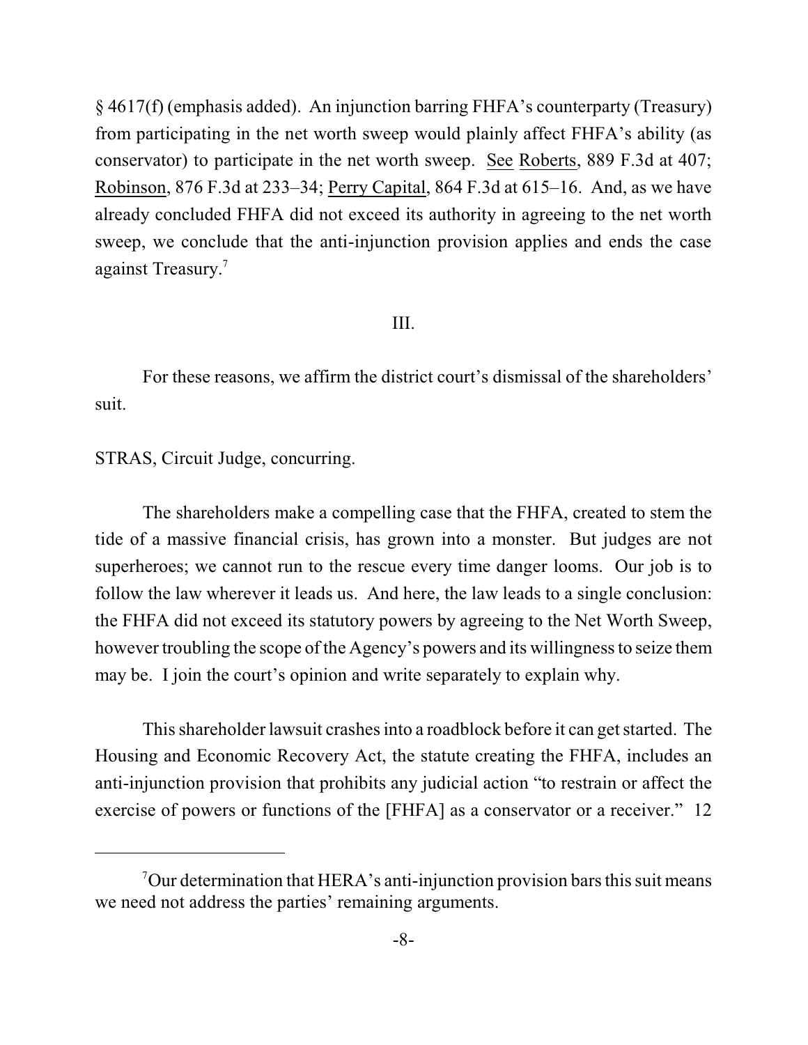§ 4617(f) (emphasis added). An injunction barring FHFA's counterparty (Treasury) from participating in the net worth sweep would plainly affect FHFA's ability (as conservator) to participate in the net worth sweep. See Roberts, 889 F.3d at 407; Robinson, 876 F.3d at 233–34; Perry Capital, 864 F.3d at 615–16. And, as we have already concluded FHFA did not exceed its authority in agreeing to the net worth sweep, we conclude that the anti-injunction provision applies and ends the case against Treasury.[7]

III.

For these reasons, we affirm the district court's dismissal of the shareholders' suit.

STRAS, Circuit Judge, concurring.

The shareholders make a compelling case that the FHFA, created to stem the tide of a massive financial crisis, has grown into a monster. But judges are not superheroes; we cannot run to the rescue every time danger looms. Our job is to follow the law wherever it leads us. And here, the law leads to a single conclusion: the FHFA did not exceed its statutory powers by agreeing to the Net Worth Sweep, however troubling the scope of the Agency's powers and its willingness to seize them may be. I join the court's opinion and write separately to explain why.

This shareholder lawsuit crashes into a roadblock before it can get started. The Housing and Economic Recovery Act, the statute creating the FHFA, includes an anti-injunction provision that prohibits any judicial action "to restrain or affect the exercise of powers or functions of the [FHFA] as a conservator or a receiver." 12

[7] Our determination that HERA's anti-injunction provision bars this suit means we need not address the parties' remaining arguments.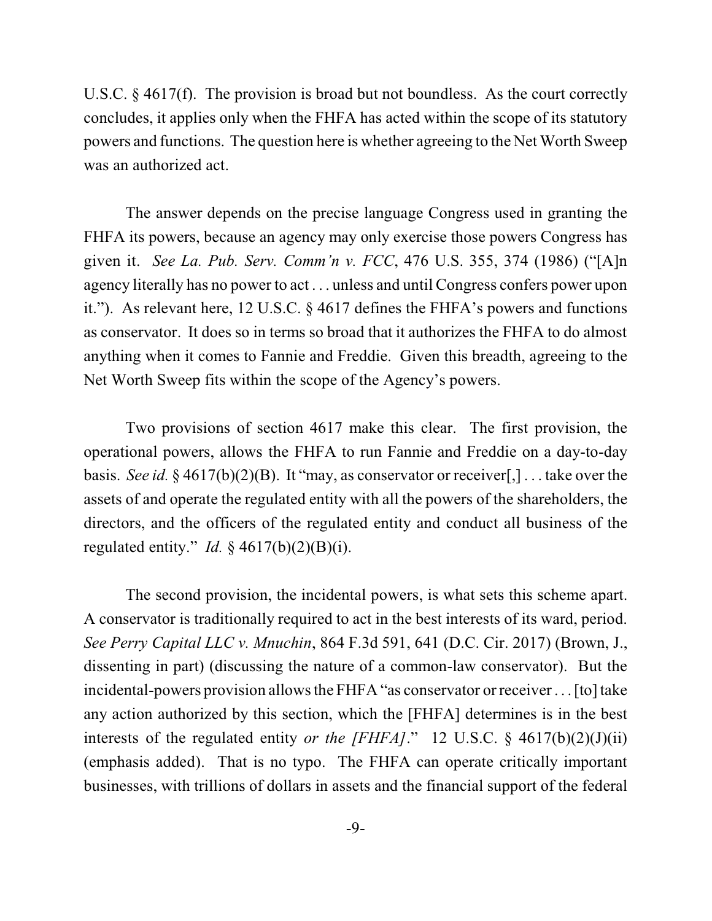U.S.C. § 4617(f). The provision is broad but not boundless. As the court correctly concludes, it applies only when the FHFA has acted within the scope of its statutory powers and functions. The question here is whether agreeing to the Net Worth Sweep was an authorized act.

The answer depends on the precise language Congress used in granting the FHFA its powers, because an agency may only exercise those powers Congress has given it. *See La. Pub. Serv. Comm'n v. FCC*, 476 U.S. 355, 374 (1986) ("[A]n agency literally has no power to act . . . unless and until Congress confers power upon it."). As relevant here, 12 U.S.C. § 4617 defines the FHFA's powers and functions as conservator. It does so in terms so broad that it authorizes the FHFA to do almost anything when it comes to Fannie and Freddie. Given this breadth, agreeing to the Net Worth Sweep fits within the scope of the Agency's powers.

Two provisions of section 4617 make this clear. The first provision, the operational powers, allows the FHFA to run Fannie and Freddie on a day-to-day basis. *See id.* § 4617(b)(2)(B). It "may, as conservator or receiver[,] . . . take over the assets of and operate the regulated entity with all the powers of the shareholders, the directors, and the officers of the regulated entity and conduct all business of the regulated entity." *Id.* § 4617(b)(2)(B)(i).

The second provision, the incidental powers, is what sets this scheme apart. A conservator is traditionally required to act in the best interests of its ward, period. *See Perry Capital LLC v. Mnuchin*, 864 F.3d 591, 641 (D.C. Cir. 2017) (Brown, J., dissenting in part) (discussing the nature of a common-law conservator). But the incidental-powers provision allows the FHFA "as conservator or receiver . . . [to] take any action authorized by this section, which the [FHFA] determines is in the best interests of the regulated entity *or the [FHFA]*." 12 U.S.C. § 4617(b)(2)(J)(ii) (emphasis added). That is no typo. The FHFA can operate critically important businesses, with trillions of dollars in assets and the financial support of the federal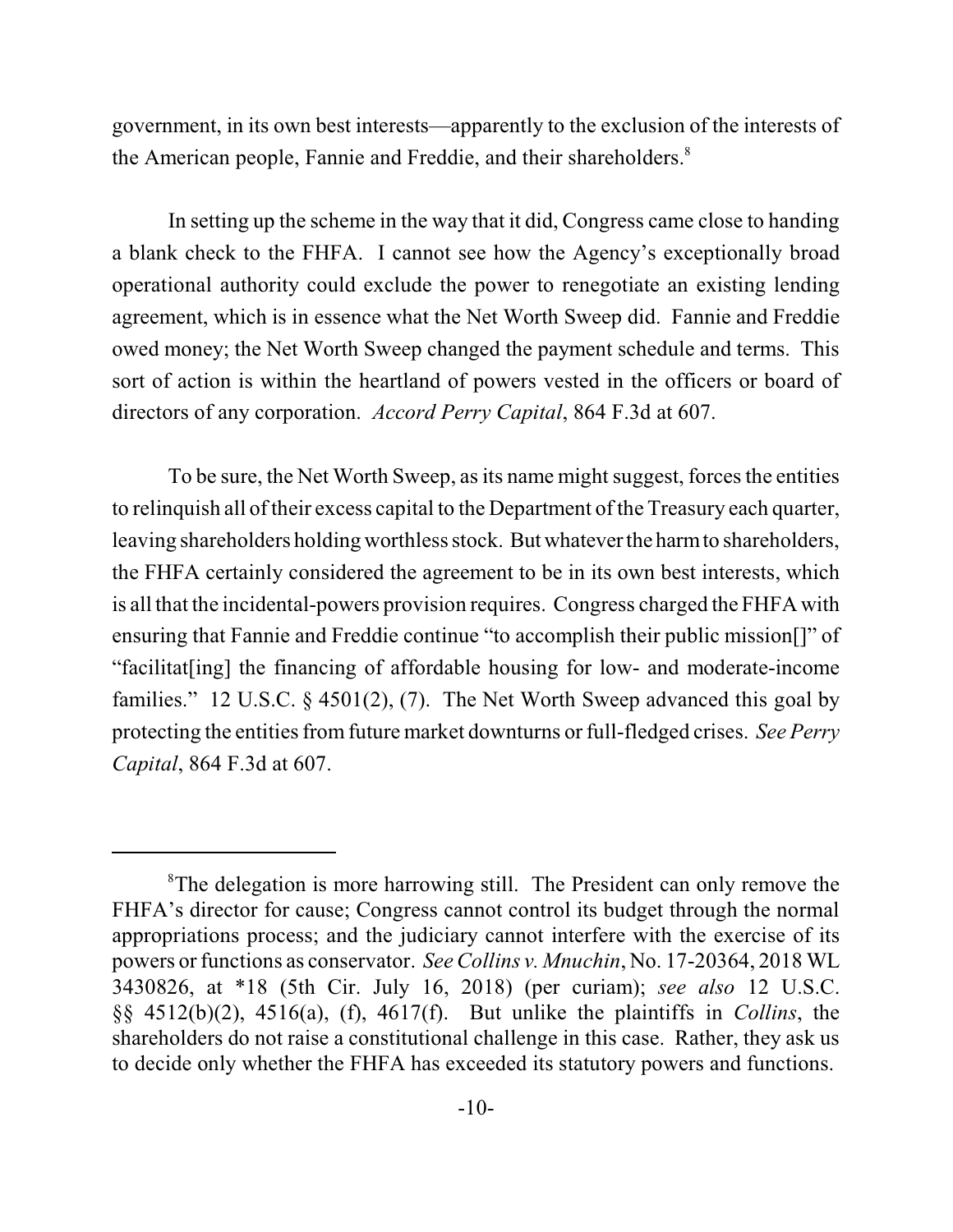government, in its own best interests—apparently to the exclusion of the interests of the American people, Fannie and Freddie, and their shareholders.[8]

In setting up the scheme in the way that it did, Congress came close to handing a blank check to the FHFA. I cannot see how the Agency's exceptionally broad operational authority could exclude the power to renegotiate an existing lending agreement, which is in essence what the Net Worth Sweep did. Fannie and Freddie owed money; the Net Worth Sweep changed the payment schedule and terms. This sort of action is within the heartland of powers vested in the officers or board of directors of any corporation. *Accord Perry Capital*, 864 F.3d at 607.

To be sure, the Net Worth Sweep, as its name might suggest, forces the entities to relinquish all of their excess capital to the Department of the Treasury each quarter, leaving shareholders holding worthless stock. But whatever the harm to shareholders, the FHFA certainly considered the agreement to be in its own best interests, which is all that the incidental-powers provision requires. Congress charged the FHFA with ensuring that Fannie and Freddie continue "to accomplish their public mission[]" of "facilitat[ing] the financing of affordable housing for low- and moderate-income families." 12 U.S.C. § 4501(2), (7). The Net Worth Sweep advanced this goal by protecting the entities from future market downturns or full-fledged crises. *See Perry Capital*, 864 F.3d at 607.

---

[8] The delegation is more harrowing still. The President can only remove the FHFA's director for cause; Congress cannot control its budget through the normal appropriations process; and the judiciary cannot interfere with the exercise of its powers or functions as conservator. *See Collins v. Mnuchin*, No. 17-20364, 2018 WL 3430826, at *18 (5th Cir. July 16, 2018) (per curiam); *see also* 12 U.S.C. §§ 4512(b)(2), 4516(a), (f), 4617(f). But unlike the plaintiffs in *Collins*, the shareholders do not raise a constitutional challenge in this case. Rather, they ask us to decide only whether the FHFA has exceeded its statutory powers and functions.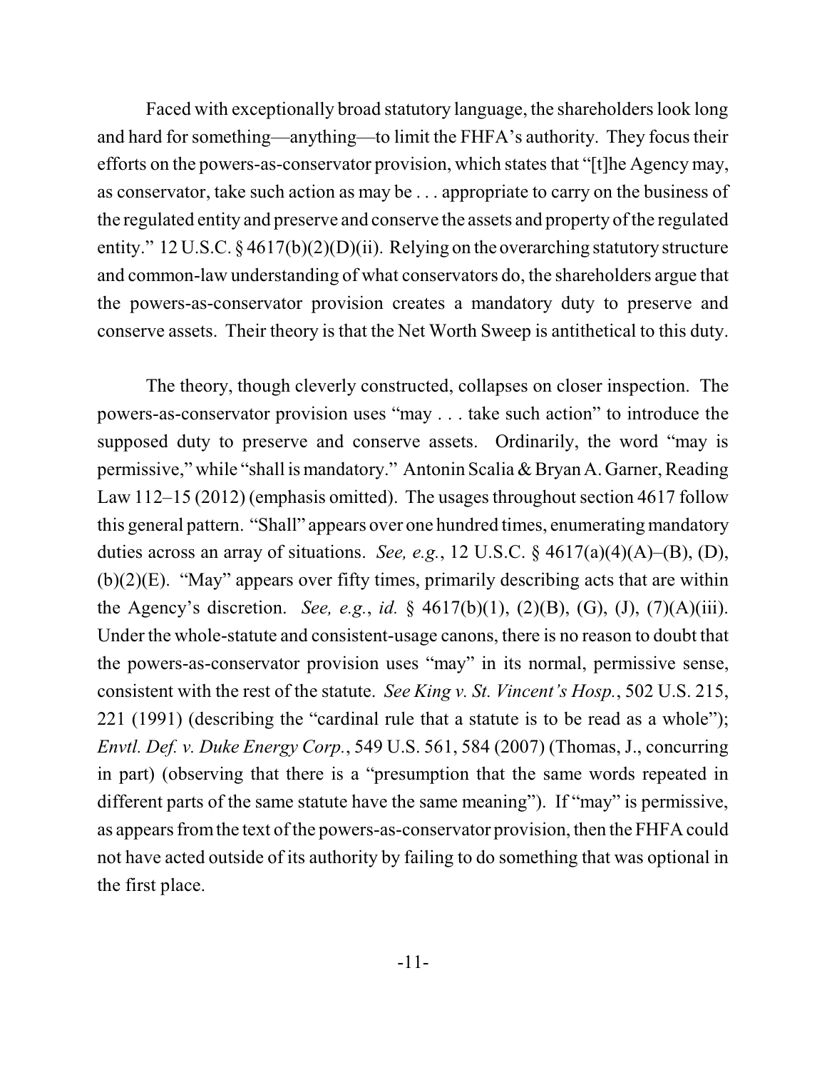Faced with exceptionally broad statutory language, the shareholders look long and hard for something—anything—to limit the FHFA's authority. They focus their efforts on the powers-as-conservator provision, which states that "[t]he Agency may, as conservator, take such action as may be . . . appropriate to carry on the business of the regulated entity and preserve and conserve the assets and property of the regulated entity." 12 U.S.C. § 4617(b)(2)(D)(ii). Relying on the overarching statutory structure and common-law understanding of what conservators do, the shareholders argue that the powers-as-conservator provision creates a mandatory duty to preserve and conserve assets. Their theory is that the Net Worth Sweep is antithetical to this duty.

The theory, though cleverly constructed, collapses on closer inspection. The powers-as-conservator provision uses "may . . . take such action" to introduce the supposed duty to preserve and conserve assets. Ordinarily, the word "may is permissive," while "shall is mandatory." Antonin Scalia & Bryan A. Garner, Reading Law 112–15 (2012) (emphasis omitted). The usages throughout section 4617 follow this general pattern. "Shall" appears over one hundred times, enumerating mandatory duties across an array of situations. *See, e.g.*, 12 U.S.C. § 4617(a)(4)(A)–(B), (D), (b)(2)(E). "May" appears over fifty times, primarily describing acts that are within the Agency's discretion. *See, e.g.*, *id.* § 4617(b)(1), (2)(B), (G), (J), (7)(A)(iii). Under the whole-statute and consistent-usage canons, there is no reason to doubt that the powers-as-conservator provision uses "may" in its normal, permissive sense, consistent with the rest of the statute. *See King v. St. Vincent's Hosp.*, 502 U.S. 215, 221 (1991) (describing the "cardinal rule that a statute is to be read as a whole"); *Envtl. Def. v. Duke Energy Corp.*, 549 U.S. 561, 584 (2007) (Thomas, J., concurring in part) (observing that there is a "presumption that the same words repeated in different parts of the same statute have the same meaning"). If "may" is permissive, as appears from the text of the powers-as-conservator provision, then the FHFA could not have acted outside of its authority by failing to do something that was optional in the first place.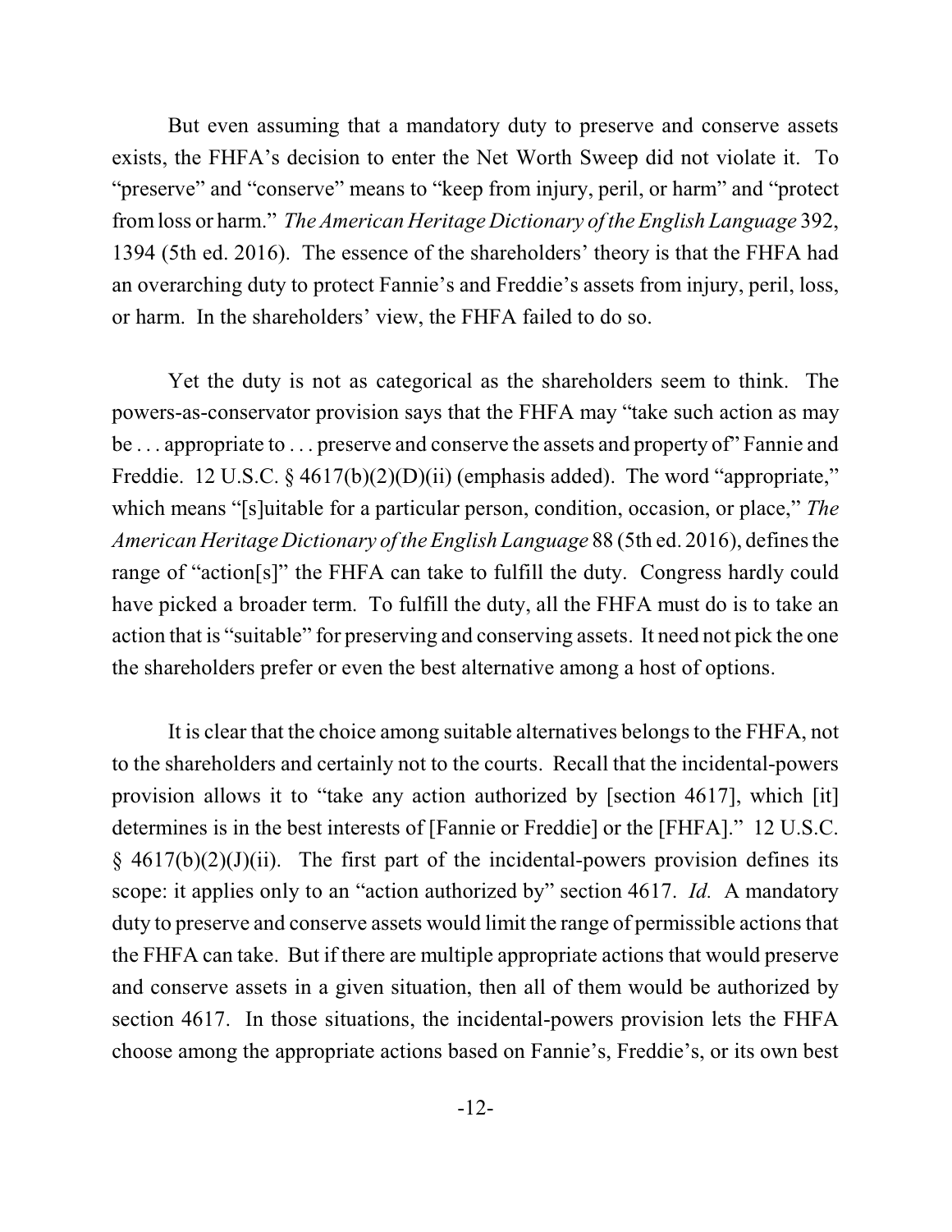But even assuming that a mandatory duty to preserve and conserve assets exists, the FHFA's decision to enter the Net Worth Sweep did not violate it. To "preserve" and "conserve" means to "keep from injury, peril, or harm" and "protect from loss or harm." *The American Heritage Dictionary of the English Language* 392, 1394 (5th ed. 2016). The essence of the shareholders' theory is that the FHFA had an overarching duty to protect Fannie's and Freddie's assets from injury, peril, loss, or harm. In the shareholders' view, the FHFA failed to do so.

Yet the duty is not as categorical as the shareholders seem to think. The powers-as-conservator provision says that the FHFA may "take such action as may be . . . appropriate to . . . preserve and conserve the assets and property of" Fannie and Freddie. 12 U.S.C. § 4617(b)(2)(D)(ii) (emphasis added). The word "appropriate," which means "[s]uitable for a particular person, condition, occasion, or place," *The American Heritage Dictionary of the English Language* 88 (5th ed. 2016), defines the range of "action[s]" the FHFA can take to fulfill the duty. Congress hardly could have picked a broader term. To fulfill the duty, all the FHFA must do is to take an action that is "suitable" for preserving and conserving assets. It need not pick the one the shareholders prefer or even the best alternative among a host of options.

It is clear that the choice among suitable alternatives belongs to the FHFA, not to the shareholders and certainly not to the courts. Recall that the incidental-powers provision allows it to "take any action authorized by [section 4617], which [it] determines is in the best interests of [Fannie or Freddie] or the [FHFA]." 12 U.S.C. § 4617(b)(2)(J)(ii). The first part of the incidental-powers provision defines its scope: it applies only to an "action authorized by" section 4617. *Id.* A mandatory duty to preserve and conserve assets would limit the range of permissible actions that the FHFA can take. But if there are multiple appropriate actions that would preserve and conserve assets in a given situation, then all of them would be authorized by section 4617. In those situations, the incidental-powers provision lets the FHFA choose among the appropriate actions based on Fannie's, Freddie's, or its own best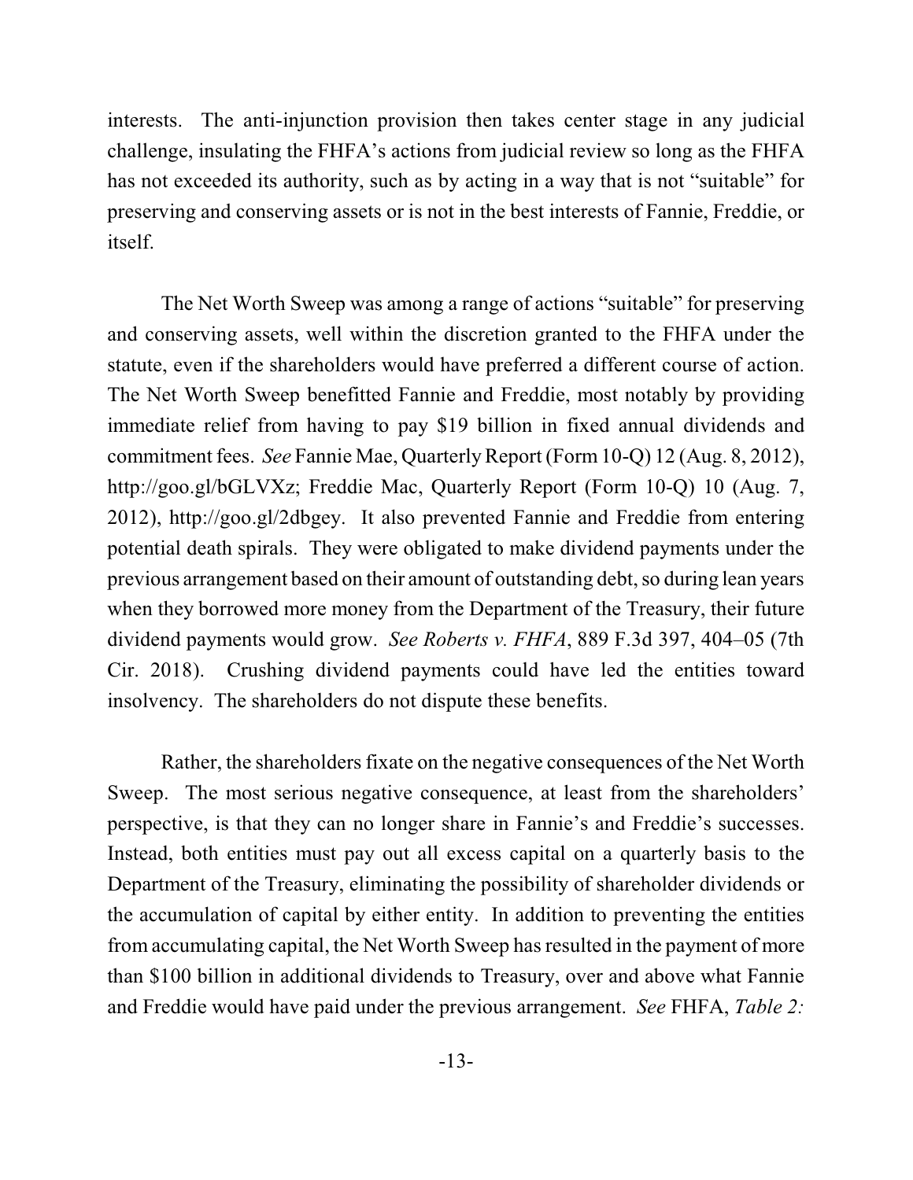interests. The anti-injunction provision then takes center stage in any judicial challenge, insulating the FHFA's actions from judicial review so long as the FHFA has not exceeded its authority, such as by acting in a way that is not "suitable" for preserving and conserving assets or is not in the best interests of Fannie, Freddie, or itself.

The Net Worth Sweep was among a range of actions "suitable" for preserving and conserving assets, well within the discretion granted to the FHFA under the statute, even if the shareholders would have preferred a different course of action. The Net Worth Sweep benefitted Fannie and Freddie, most notably by providing immediate relief from having to pay $19 billion in fixed annual dividends and commitment fees. *See* Fannie Mae, Quarterly Report (Form 10-Q) 12 (Aug. 8, 2012), http://goo.gl/bGLVXz; Freddie Mac, Quarterly Report (Form 10-Q) 10 (Aug. 7, 2012), http://goo.gl/2dbgey. It also prevented Fannie and Freddie from entering potential death spirals. They were obligated to make dividend payments under the previous arrangement based on their amount of outstanding debt, so during lean years when they borrowed more money from the Department of the Treasury, their future dividend payments would grow. *See Roberts v. FHFA*, 889 F.3d 397, 404–05 (7th Cir. 2018). Crushing dividend payments could have led the entities toward insolvency. The shareholders do not dispute these benefits.

Rather, the shareholders fixate on the negative consequences of the Net Worth Sweep. The most serious negative consequence, at least from the shareholders' perspective, is that they can no longer share in Fannie's and Freddie's successes. Instead, both entities must pay out all excess capital on a quarterly basis to the Department of the Treasury, eliminating the possibility of shareholder dividends or the accumulation of capital by either entity. In addition to preventing the entities from accumulating capital, the Net Worth Sweep has resulted in the payment of more than $100 billion in additional dividends to Treasury, over and above what Fannie and Freddie would have paid under the previous arrangement. *See* FHFA, *Table 2:*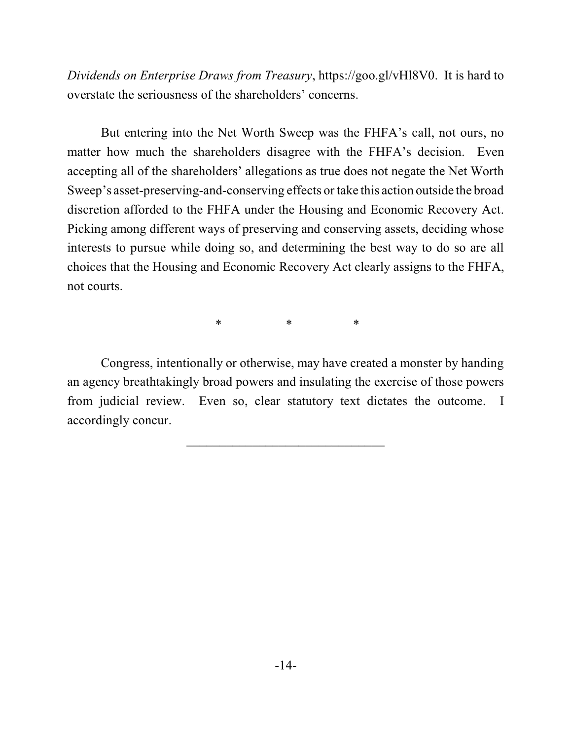*Dividends on Enterprise Draws from Treasury*, https://goo.gl/vHl8V0. It is hard to overstate the seriousness of the shareholders' concerns.

But entering into the Net Worth Sweep was the FHFA's call, not ours, no matter how much the shareholders disagree with the FHFA's decision. Even accepting all of the shareholders' allegations as true does not negate the Net Worth Sweep's asset-preserving-and-conserving effects or take this action outside the broad discretion afforded to the FHFA under the Housing and Economic Recovery Act. Picking among different ways of preserving and conserving assets, deciding whose interests to pursue while doing so, and determining the best way to do so are all choices that the Housing and Economic Recovery Act clearly assigns to the FHFA, not courts.

\* \* \*

Congress, intentionally or otherwise, may have created a monster by handing an agency breathtakingly broad powers and insulating the exercise of those powers from judicial review. Even so, clear statutory text dictates the outcome. I accordingly concur.

______________________________